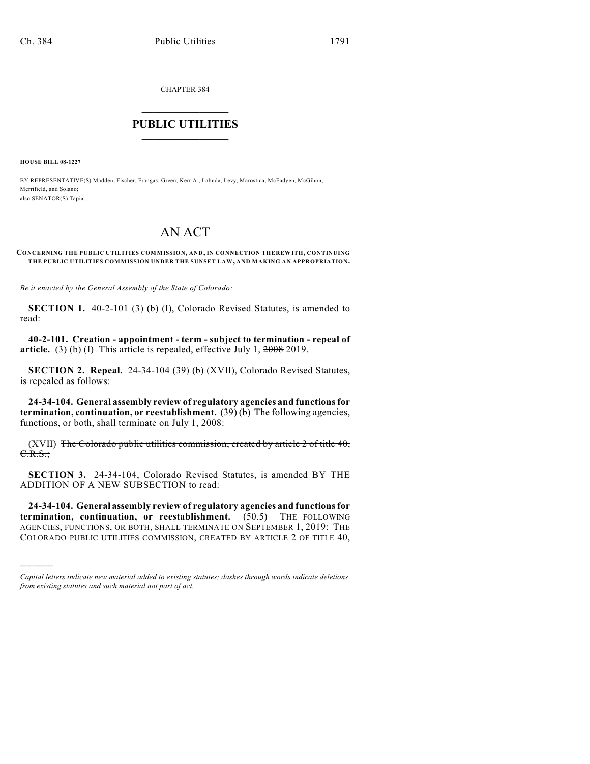CHAPTER 384

# PUBLIC UTILITIES

**HOUSE BILL 08-1227**

BY REPRESENTATIVE(S) Madden, Fischer, Frangas, Green, Kerr A., Labuda, Levy, Marostica, McFadyen, McGihon, Merrifield, and Solano;
also SENATOR(S) Tapia.

# AN ACT

**CONCERNING THE PUBLIC UTILITIES COMMISSION, AND, IN CONNECTION THEREWITH, CONTINUING THE PUBLIC UTILITIES COMMISSION UNDER THE SUNSET LAW, AND MAKING AN APPROPRIATION.**

*Be it enacted by the General Assembly of the State of Colorado:*

**SECTION 1.** 40-2-101 (3) (b) (I), Colorado Revised Statutes, is amended to read:

**40-2-101. Creation - appointment - term - subject to termination - repeal of article.** (3) (b) (I) This article is repealed, effective July 1, ~~2008~~ 2019.

**SECTION 2. Repeal.** 24-34-104 (39) (b) (XVII), Colorado Revised Statutes, is repealed as follows:

**24-34-104. General assembly review of regulatory agencies and functions for termination, continuation, or reestablishment.** (39) (b) The following agencies, functions, or both, shall terminate on July 1, 2008:

(XVII) ~~The Colorado public utilities commission, created by article 2 of title 40, C.R.S.;~~

**SECTION 3.** 24-34-104, Colorado Revised Statutes, is amended BY THE ADDITION OF A NEW SUBSECTION to read:

**24-34-104. General assembly review of regulatory agencies and functions for termination, continuation, or reestablishment.** (50.5) THE FOLLOWING AGENCIES, FUNCTIONS, OR BOTH, SHALL TERMINATE ON SEPTEMBER 1, 2019: THE COLORADO PUBLIC UTILITIES COMMISSION, CREATED BY ARTICLE 2 OF TITLE 40,

---

*Capital letters indicate new material added to existing statutes; dashes through words indicate deletions from existing statutes and such material not part of act.*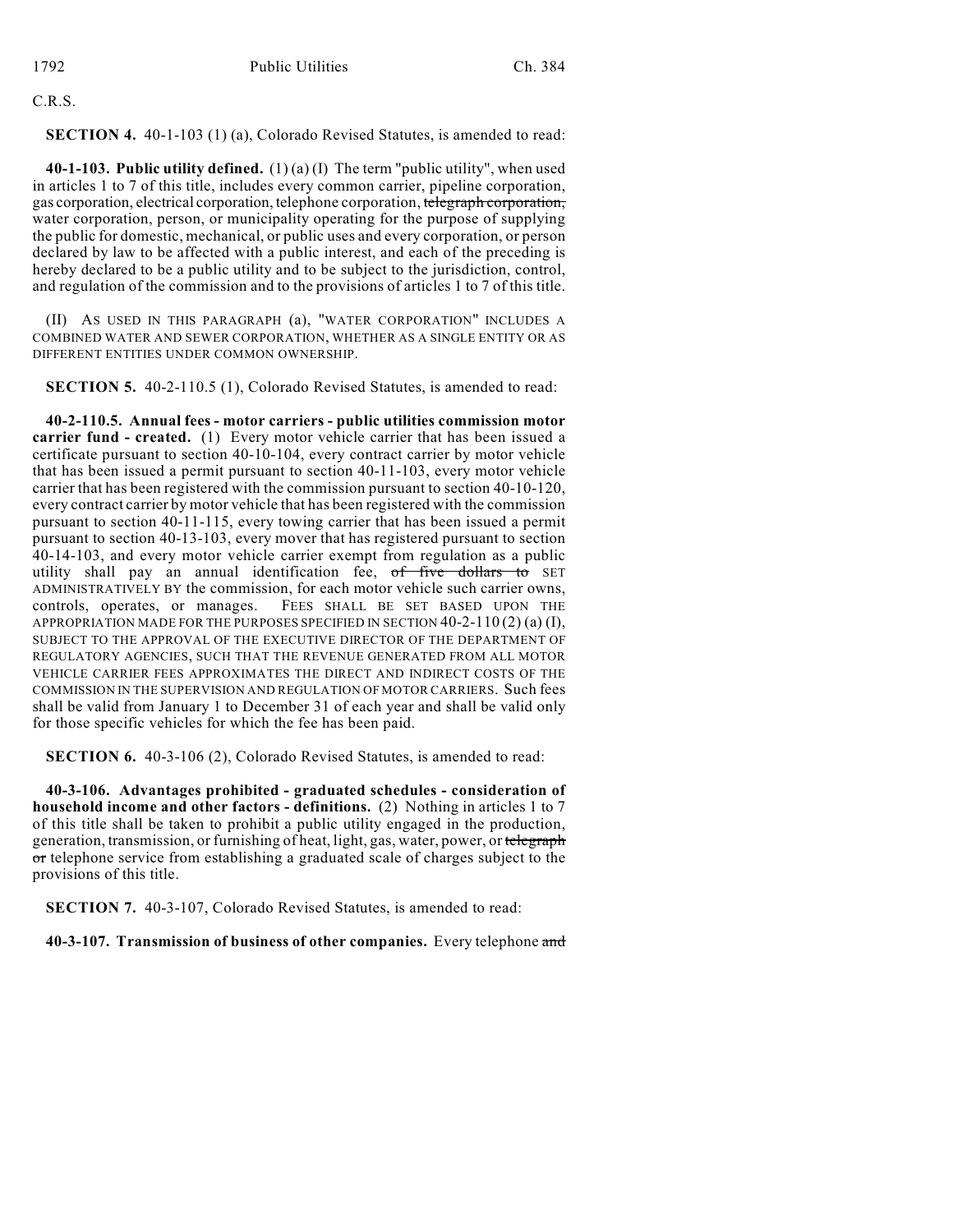C.R.S.

**SECTION 4.** 40-1-103 (1) (a), Colorado Revised Statutes, is amended to read:

**40-1-103. Public utility defined.** (1) (a) (I) The term "public utility", when used in articles 1 to 7 of this title, includes every common carrier, pipeline corporation, gas corporation, electrical corporation, telephone corporation, ~~telegraph corporation,~~ water corporation, person, or municipality operating for the purpose of supplying the public for domestic, mechanical, or public uses and every corporation, or person declared by law to be affected with a public interest, and each of the preceding is hereby declared to be a public utility and to be subject to the jurisdiction, control, and regulation of the commission and to the provisions of articles 1 to 7 of this title.

(II) AS USED IN THIS PARAGRAPH (a), "WATER CORPORATION" INCLUDES A COMBINED WATER AND SEWER CORPORATION, WHETHER AS A SINGLE ENTITY OR AS DIFFERENT ENTITIES UNDER COMMON OWNERSHIP.

**SECTION 5.** 40-2-110.5 (1), Colorado Revised Statutes, is amended to read:

**40-2-110.5. Annual fees - motor carriers - public utilities commission motor carrier fund - created.** (1) Every motor vehicle carrier that has been issued a certificate pursuant to section 40-10-104, every contract carrier by motor vehicle that has been issued a permit pursuant to section 40-11-103, every motor vehicle carrier that has been registered with the commission pursuant to section 40-10-120, every contract carrier by motor vehicle that has been registered with the commission pursuant to section 40-11-115, every towing carrier that has been issued a permit pursuant to section 40-13-103, every mover that has registered pursuant to section 40-14-103, and every motor vehicle carrier exempt from regulation as a public utility shall pay an annual identification fee, ~~of five dollars to~~ SET ADMINISTRATIVELY BY the commission, for each motor vehicle such carrier owns, controls, operates, or manages. FEES SHALL BE SET BASED UPON THE APPROPRIATION MADE FOR THE PURPOSES SPECIFIED IN SECTION 40-2-110 (2) (a) (I), SUBJECT TO THE APPROVAL OF THE EXECUTIVE DIRECTOR OF THE DEPARTMENT OF REGULATORY AGENCIES, SUCH THAT THE REVENUE GENERATED FROM ALL MOTOR VEHICLE CARRIER FEES APPROXIMATES THE DIRECT AND INDIRECT COSTS OF THE COMMISSION IN THE SUPERVISION AND REGULATION OF MOTOR CARRIERS. Such fees shall be valid from January 1 to December 31 of each year and shall be valid only for those specific vehicles for which the fee has been paid.

**SECTION 6.** 40-3-106 (2), Colorado Revised Statutes, is amended to read:

**40-3-106. Advantages prohibited - graduated schedules - consideration of household income and other factors - definitions.** (2) Nothing in articles 1 to 7 of this title shall be taken to prohibit a public utility engaged in the production, generation, transmission, or furnishing of heat, light, gas, water, power, or ~~telegraph or~~ telephone service from establishing a graduated scale of charges subject to the provisions of this title.

**SECTION 7.** 40-3-107, Colorado Revised Statutes, is amended to read:

**40-3-107. Transmission of business of other companies.** Every telephone ~~and~~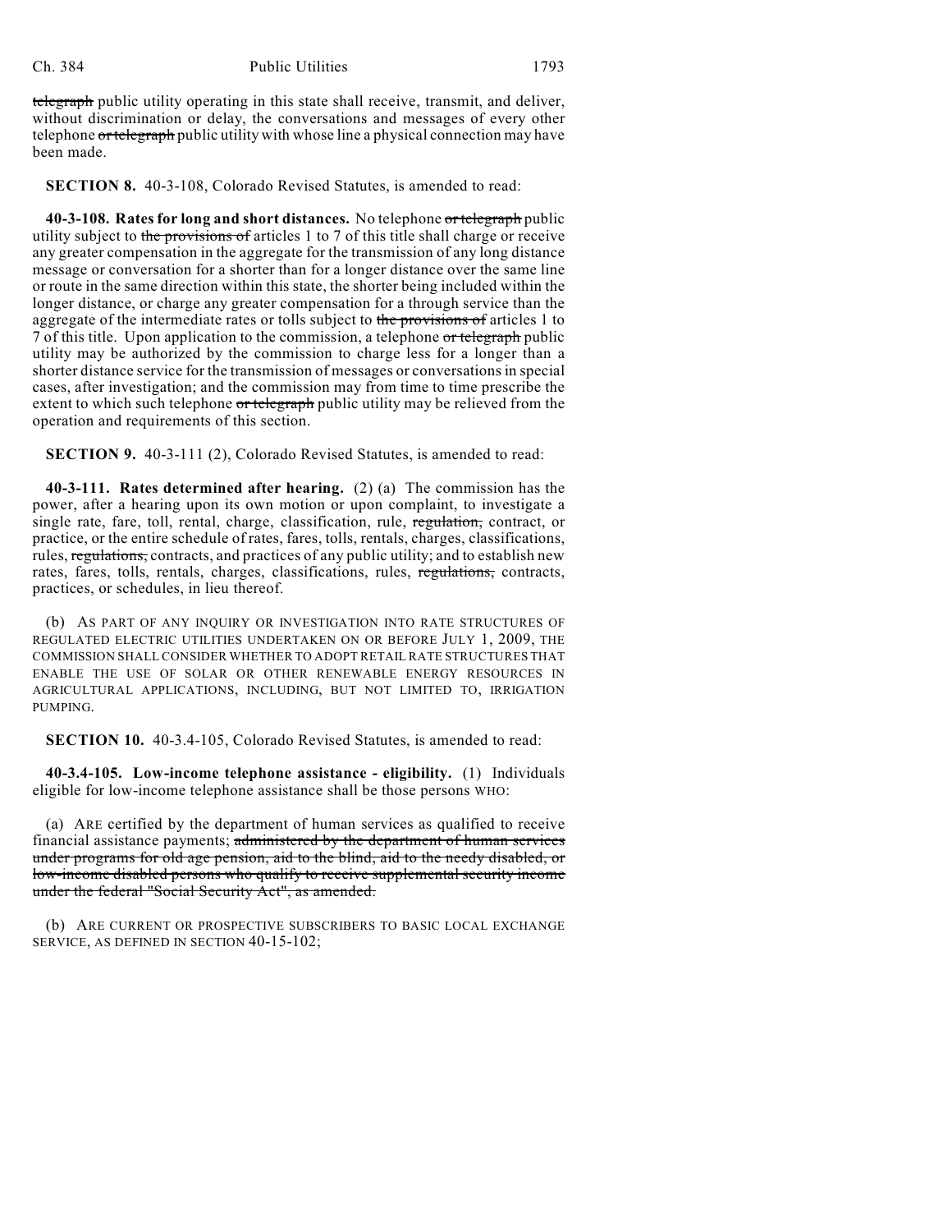~~telegraph~~ public utility operating in this state shall receive, transmit, and deliver, without discrimination or delay, the conversations and messages of every other telephone ~~or telegraph~~ public utility with whose line a physical connection may have been made.

**SECTION 8.** 40-3-108, Colorado Revised Statutes, is amended to read:

**40-3-108. Rates for long and short distances.** No telephone ~~or telegraph~~ public utility subject to ~~the provisions of~~ articles 1 to 7 of this title shall charge or receive any greater compensation in the aggregate for the transmission of any long distance message or conversation for a shorter than for a longer distance over the same line or route in the same direction within this state, the shorter being included within the longer distance, or charge any greater compensation for a through service than the aggregate of the intermediate rates or tolls subject to ~~the provisions of~~ articles 1 to 7 of this title. Upon application to the commission, a telephone ~~or telegraph~~ public utility may be authorized by the commission to charge less for a longer than a shorter distance service for the transmission of messages or conversations in special cases, after investigation; and the commission may from time to time prescribe the extent to which such telephone ~~or telegraph~~ public utility may be relieved from the operation and requirements of this section.

**SECTION 9.** 40-3-111 (2), Colorado Revised Statutes, is amended to read:

**40-3-111. Rates determined after hearing.** (2) (a) The commission has the power, after a hearing upon its own motion or upon complaint, to investigate a single rate, fare, toll, rental, charge, classification, rule, ~~regulation,~~ contract, or practice, or the entire schedule of rates, fares, tolls, rentals, charges, classifications, rules, ~~regulations,~~ contracts, and practices of any public utility; and to establish new rates, fares, tolls, rentals, charges, classifications, rules, ~~regulations,~~ contracts, practices, or schedules, in lieu thereof.

(b) AS PART OF ANY INQUIRY OR INVESTIGATION INTO RATE STRUCTURES OF REGULATED ELECTRIC UTILITIES UNDERTAKEN ON OR BEFORE JULY 1, 2009, THE COMMISSION SHALL CONSIDER WHETHER TO ADOPT RETAIL RATE STRUCTURES THAT ENABLE THE USE OF SOLAR OR OTHER RENEWABLE ENERGY RESOURCES IN AGRICULTURAL APPLICATIONS, INCLUDING, BUT NOT LIMITED TO, IRRIGATION PUMPING.

**SECTION 10.** 40-3.4-105, Colorado Revised Statutes, is amended to read:

**40-3.4-105. Low-income telephone assistance - eligibility.** (1) Individuals eligible for low-income telephone assistance shall be those persons WHO:

(a) ARE certified by the department of human services as qualified to receive financial assistance payments; ~~administered by the department of human services under programs for old age pension, aid to the blind, aid to the needy disabled, or low-income disabled persons who qualify to receive supplemental security income under the federal "Social Security Act", as amended.~~

(b) ARE CURRENT OR PROSPECTIVE SUBSCRIBERS TO BASIC LOCAL EXCHANGE SERVICE, AS DEFINED IN SECTION 40-15-102;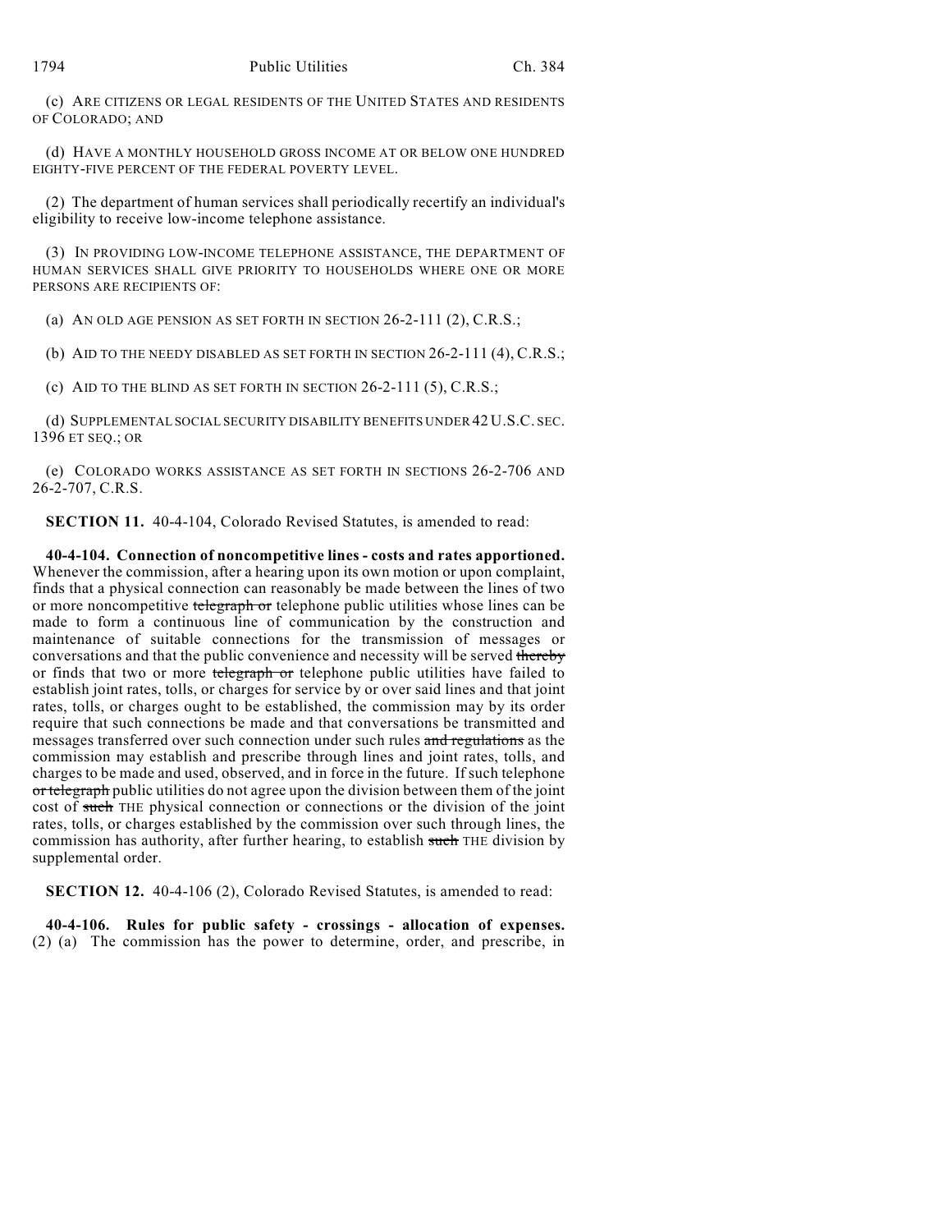(c) ARE CITIZENS OR LEGAL RESIDENTS OF THE UNITED STATES AND RESIDENTS OF COLORADO; AND

(d) HAVE A MONTHLY HOUSEHOLD GROSS INCOME AT OR BELOW ONE HUNDRED EIGHTY-FIVE PERCENT OF THE FEDERAL POVERTY LEVEL.

(2) The department of human services shall periodically recertify an individual's eligibility to receive low-income telephone assistance.

(3) IN PROVIDING LOW-INCOME TELEPHONE ASSISTANCE, THE DEPARTMENT OF HUMAN SERVICES SHALL GIVE PRIORITY TO HOUSEHOLDS WHERE ONE OR MORE PERSONS ARE RECIPIENTS OF:

(a) AN OLD AGE PENSION AS SET FORTH IN SECTION 26-2-111 (2), C.R.S.;

(b) AID TO THE NEEDY DISABLED AS SET FORTH IN SECTION 26-2-111 (4), C.R.S.;

(c) AID TO THE BLIND AS SET FORTH IN SECTION 26-2-111 (5), C.R.S.;

(d) SUPPLEMENTAL SOCIAL SECURITY DISABILITY BENEFITS UNDER 42 U.S.C. SEC. 1396 ET SEQ.; OR

(e) COLORADO WORKS ASSISTANCE AS SET FORTH IN SECTIONS 26-2-706 AND 26-2-707, C.R.S.

**SECTION 11.** 40-4-104, Colorado Revised Statutes, is amended to read:

**40-4-104. Connection of noncompetitive lines - costs and rates apportioned.** Whenever the commission, after a hearing upon its own motion or upon complaint, finds that a physical connection can reasonably be made between the lines of two or more noncompetitive ~~telegraph or~~ telephone public utilities whose lines can be made to form a continuous line of communication by the construction and maintenance of suitable connections for the transmission of messages or conversations and that the public convenience and necessity will be served ~~thereby~~ or finds that two or more ~~telegraph or~~ telephone public utilities have failed to establish joint rates, tolls, or charges for service by or over said lines and that joint rates, tolls, or charges ought to be established, the commission may by its order require that such connections be made and that conversations be transmitted and messages transferred over such connection under such rules ~~and regulations~~ as the commission may establish and prescribe through lines and joint rates, tolls, and charges to be made and used, observed, and in force in the future. If such telephone ~~or telegraph~~ public utilities do not agree upon the division between them of the joint cost of ~~such~~ THE physical connection or connections or the division of the joint rates, tolls, or charges established by the commission over such through lines, the commission has authority, after further hearing, to establish ~~such~~ THE division by supplemental order.

**SECTION 12.** 40-4-106 (2), Colorado Revised Statutes, is amended to read:

**40-4-106. Rules for public safety - crossings - allocation of expenses.** (2) (a) The commission has the power to determine, order, and prescribe, in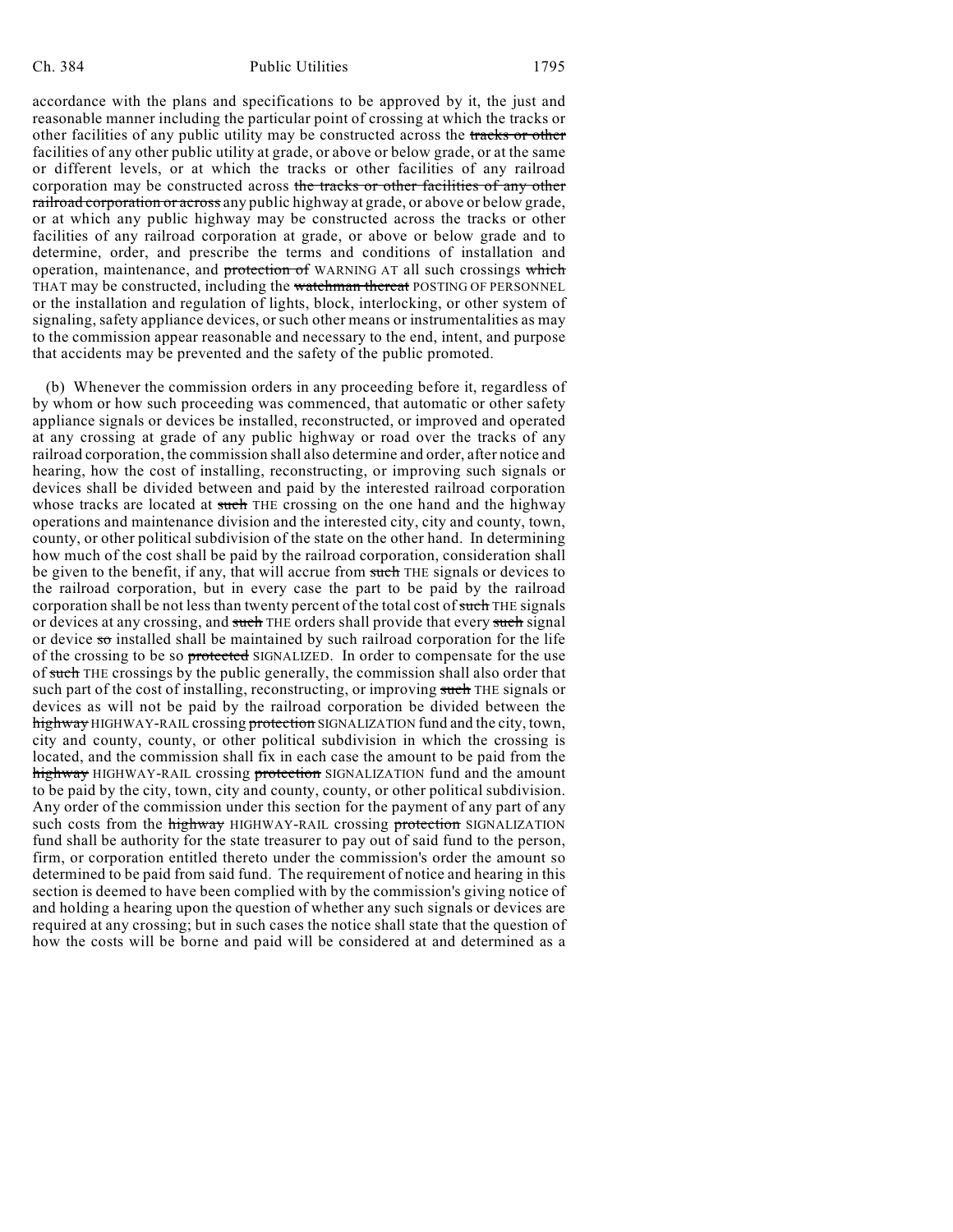accordance with the plans and specifications to be approved by it, the just and reasonable manner including the particular point of crossing at which the tracks or other facilities of any public utility may be constructed across the ~~tracks or other~~ facilities of any other public utility at grade, or above or below grade, or at the same or different levels, or at which the tracks or other facilities of any railroad corporation may be constructed across ~~the tracks or other facilities of any other railroad corporation or across~~ any public highway at grade, or above or below grade, or at which any public highway may be constructed across the tracks or other facilities of any railroad corporation at grade, or above or below grade and to determine, order, and prescribe the terms and conditions of installation and operation, maintenance, and ~~protection of~~ WARNING AT all such crossings ~~which~~ THAT may be constructed, including the ~~watchman thereat~~ POSTING OF PERSONNEL or the installation and regulation of lights, block, interlocking, or other system of signaling, safety appliance devices, or such other means or instrumentalities as may to the commission appear reasonable and necessary to the end, intent, and purpose that accidents may be prevented and the safety of the public promoted.

(b) Whenever the commission orders in any proceeding before it, regardless of by whom or how such proceeding was commenced, that automatic or other safety appliance signals or devices be installed, reconstructed, or improved and operated at any crossing at grade of any public highway or road over the tracks of any railroad corporation, the commission shall also determine and order, after notice and hearing, how the cost of installing, reconstructing, or improving such signals or devices shall be divided between and paid by the interested railroad corporation whose tracks are located at ~~such~~ THE crossing on the one hand and the highway operations and maintenance division and the interested city, city and county, town, county, or other political subdivision of the state on the other hand. In determining how much of the cost shall be paid by the railroad corporation, consideration shall be given to the benefit, if any, that will accrue from ~~such~~ THE signals or devices to the railroad corporation, but in every case the part to be paid by the railroad corporation shall be not less than twenty percent of the total cost of ~~such~~ THE signals or devices at any crossing, and ~~such~~ THE orders shall provide that every ~~such~~ signal or device ~~so~~ installed shall be maintained by such railroad corporation for the life of the crossing to be so ~~protected~~ SIGNALIZED. In order to compensate for the use of ~~such~~ THE crossings by the public generally, the commission shall also order that such part of the cost of installing, reconstructing, or improving ~~such~~ THE signals or devices as will not be paid by the railroad corporation be divided between the ~~highway~~ HIGHWAY-RAIL crossing ~~protection~~ SIGNALIZATION fund and the city, town, city and county, county, or other political subdivision in which the crossing is located, and the commission shall fix in each case the amount to be paid from the ~~highway~~ HIGHWAY-RAIL crossing ~~protection~~ SIGNALIZATION fund and the amount to be paid by the city, town, city and county, county, or other political subdivision. Any order of the commission under this section for the payment of any part of any such costs from the ~~highway~~ HIGHWAY-RAIL crossing ~~protection~~ SIGNALIZATION fund shall be authority for the state treasurer to pay out of said fund to the person, firm, or corporation entitled thereto under the commission's order the amount so determined to be paid from said fund. The requirement of notice and hearing in this section is deemed to have been complied with by the commission's giving notice of and holding a hearing upon the question of whether any such signals or devices are required at any crossing; but in such cases the notice shall state that the question of how the costs will be borne and paid will be considered at and determined as a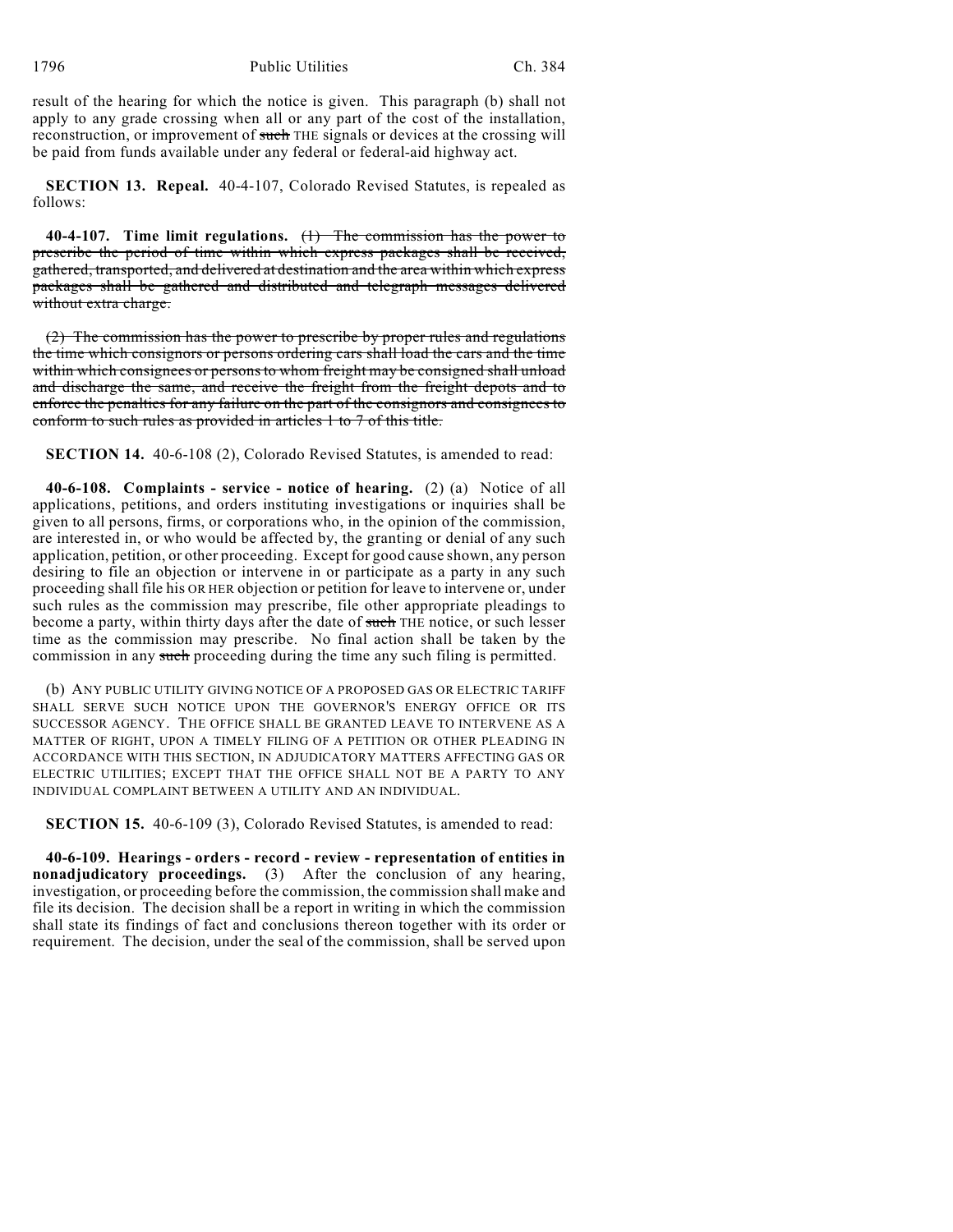result of the hearing for which the notice is given. This paragraph (b) shall not apply to any grade crossing when all or any part of the cost of the installation, reconstruction, or improvement of ~~such~~ THE signals or devices at the crossing will be paid from funds available under any federal or federal-aid highway act.

**SECTION 13. Repeal.** 40-4-107, Colorado Revised Statutes, is repealed as follows:

**40-4-107. Time limit regulations.** ~~(1) The commission has the power to prescribe the period of time within which express packages shall be received, gathered, transported, and delivered at destination and the area within which express packages shall be gathered and distributed and telegraph messages delivered without extra charge.~~

~~(2) The commission has the power to prescribe by proper rules and regulations the time which consignors or persons ordering cars shall load the cars and the time within which consignees or persons to whom freight may be consigned shall unload and discharge the same, and receive the freight from the freight depots and to enforce the penalties for any failure on the part of the consignors and consignees to conform to such rules as provided in articles 1 to 7 of this title.~~

**SECTION 14.** 40-6-108 (2), Colorado Revised Statutes, is amended to read:

**40-6-108. Complaints - service - notice of hearing.** (2) (a) Notice of all applications, petitions, and orders instituting investigations or inquiries shall be given to all persons, firms, or corporations who, in the opinion of the commission, are interested in, or who would be affected by, the granting or denial of any such application, petition, or other proceeding. Except for good cause shown, any person desiring to file an objection or intervene in or participate as a party in any such proceeding shall file his OR HER objection or petition for leave to intervene or, under such rules as the commission may prescribe, file other appropriate pleadings to become a party, within thirty days after the date of ~~such~~ THE notice, or such lesser time as the commission may prescribe. No final action shall be taken by the commission in any ~~such~~ proceeding during the time any such filing is permitted.

(b) ANY PUBLIC UTILITY GIVING NOTICE OF A PROPOSED GAS OR ELECTRIC TARIFF SHALL SERVE SUCH NOTICE UPON THE GOVERNOR'S ENERGY OFFICE OR ITS SUCCESSOR AGENCY. THE OFFICE SHALL BE GRANTED LEAVE TO INTERVENE AS A MATTER OF RIGHT, UPON A TIMELY FILING OF A PETITION OR OTHER PLEADING IN ACCORDANCE WITH THIS SECTION, IN ADJUDICATORY MATTERS AFFECTING GAS OR ELECTRIC UTILITIES; EXCEPT THAT THE OFFICE SHALL NOT BE A PARTY TO ANY INDIVIDUAL COMPLAINT BETWEEN A UTILITY AND AN INDIVIDUAL.

**SECTION 15.** 40-6-109 (3), Colorado Revised Statutes, is amended to read:

**40-6-109. Hearings - orders - record - review - representation of entities in nonadjudicatory proceedings.** (3) After the conclusion of any hearing, investigation, or proceeding before the commission, the commission shall make and file its decision. The decision shall be a report in writing in which the commission shall state its findings of fact and conclusions thereon together with its order or requirement. The decision, under the seal of the commission, shall be served upon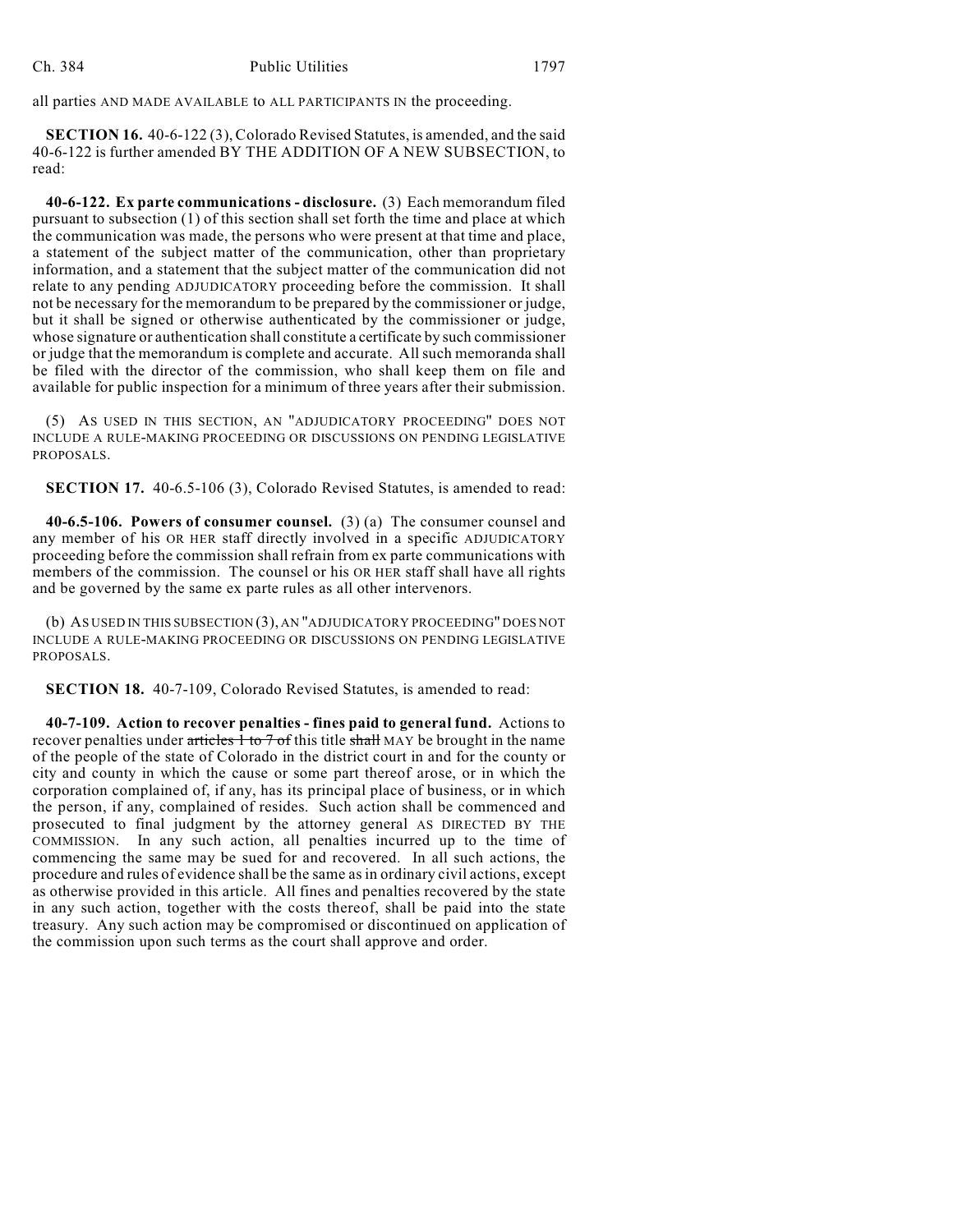all parties AND MADE AVAILABLE to ALL PARTICIPANTS IN the proceeding.

**SECTION 16.** 40-6-122 (3), Colorado Revised Statutes, is amended, and the said 40-6-122 is further amended BY THE ADDITION OF A NEW SUBSECTION, to read:

**40-6-122. Ex parte communications - disclosure.** (3) Each memorandum filed pursuant to subsection (1) of this section shall set forth the time and place at which the communication was made, the persons who were present at that time and place, a statement of the subject matter of the communication, other than proprietary information, and a statement that the subject matter of the communication did not relate to any pending ADJUDICATORY proceeding before the commission. It shall not be necessary for the memorandum to be prepared by the commissioner or judge, but it shall be signed or otherwise authenticated by the commissioner or judge, whose signature or authentication shall constitute a certificate by such commissioner or judge that the memorandum is complete and accurate. All such memoranda shall be filed with the director of the commission, who shall keep them on file and available for public inspection for a minimum of three years after their submission.

(5) AS USED IN THIS SECTION, AN "ADJUDICATORY PROCEEDING" DOES NOT INCLUDE A RULE-MAKING PROCEEDING OR DISCUSSIONS ON PENDING LEGISLATIVE PROPOSALS.

**SECTION 17.** 40-6.5-106 (3), Colorado Revised Statutes, is amended to read:

**40-6.5-106. Powers of consumer counsel.** (3) (a) The consumer counsel and any member of his OR HER staff directly involved in a specific ADJUDICATORY proceeding before the commission shall refrain from ex parte communications with members of the commission. The counsel or his OR HER staff shall have all rights and be governed by the same ex parte rules as all other intervenors.

(b) AS USED IN THIS SUBSECTION (3), AN "ADJUDICATORY PROCEEDING" DOES NOT INCLUDE A RULE-MAKING PROCEEDING OR DISCUSSIONS ON PENDING LEGISLATIVE PROPOSALS.

**SECTION 18.** 40-7-109, Colorado Revised Statutes, is amended to read:

**40-7-109. Action to recover penalties - fines paid to general fund.** Actions to recover penalties under ~~articles 1 to 7 of~~ this title ~~shall~~ MAY be brought in the name of the people of the state of Colorado in the district court in and for the county or city and county in which the cause or some part thereof arose, or in which the corporation complained of, if any, has its principal place of business, or in which the person, if any, complained of resides. Such action shall be commenced and prosecuted to final judgment by the attorney general AS DIRECTED BY THE COMMISSION. In any such action, all penalties incurred up to the time of commencing the same may be sued for and recovered. In all such actions, the procedure and rules of evidence shall be the same as in ordinary civil actions, except as otherwise provided in this article. All fines and penalties recovered by the state in any such action, together with the costs thereof, shall be paid into the state treasury. Any such action may be compromised or discontinued on application of the commission upon such terms as the court shall approve and order.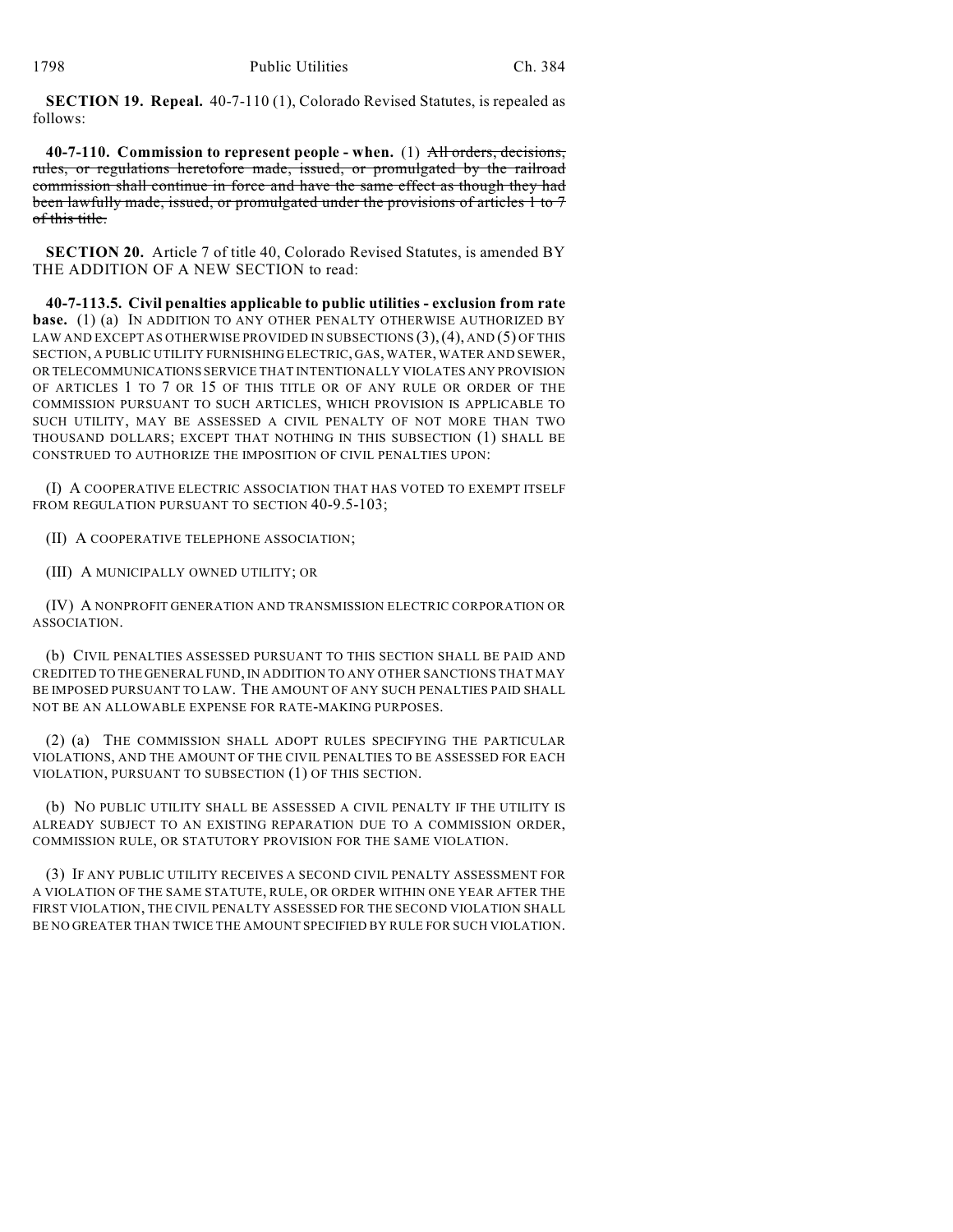**SECTION 19. Repeal.** 40-7-110 (1), Colorado Revised Statutes, is repealed as follows:

**40-7-110. Commission to represent people - when.** (1) ~~All orders, decisions, rules, or regulations heretofore made, issued, or promulgated by the railroad commission shall continue in force and have the same effect as though they had been lawfully made, issued, or promulgated under the provisions of articles 1 to 7 of this title.~~

**SECTION 20.** Article 7 of title 40, Colorado Revised Statutes, is amended BY THE ADDITION OF A NEW SECTION to read:

**40-7-113.5. Civil penalties applicable to public utilities - exclusion from rate base.** (1) (a) IN ADDITION TO ANY OTHER PENALTY OTHERWISE AUTHORIZED BY LAW AND EXCEPT AS OTHERWISE PROVIDED IN SUBSECTIONS (3), (4), AND (5) OF THIS SECTION, A PUBLIC UTILITY FURNISHING ELECTRIC, GAS, WATER, WATER AND SEWER, OR TELECOMMUNICATIONS SERVICE THAT INTENTIONALLY VIOLATES ANY PROVISION OF ARTICLES 1 TO 7 OR 15 OF THIS TITLE OR OF ANY RULE OR ORDER OF THE COMMISSION PURSUANT TO SUCH ARTICLES, WHICH PROVISION IS APPLICABLE TO SUCH UTILITY, MAY BE ASSESSED A CIVIL PENALTY OF NOT MORE THAN TWO THOUSAND DOLLARS; EXCEPT THAT NOTHING IN THIS SUBSECTION (1) SHALL BE CONSTRUED TO AUTHORIZE THE IMPOSITION OF CIVIL PENALTIES UPON:

(I) A COOPERATIVE ELECTRIC ASSOCIATION THAT HAS VOTED TO EXEMPT ITSELF FROM REGULATION PURSUANT TO SECTION 40-9.5-103;

(II) A COOPERATIVE TELEPHONE ASSOCIATION;

(III) A MUNICIPALLY OWNED UTILITY; OR

(IV) A NONPROFIT GENERATION AND TRANSMISSION ELECTRIC CORPORATION OR ASSOCIATION.

(b) CIVIL PENALTIES ASSESSED PURSUANT TO THIS SECTION SHALL BE PAID AND CREDITED TO THE GENERAL FUND, IN ADDITION TO ANY OTHER SANCTIONS THAT MAY BE IMPOSED PURSUANT TO LAW. THE AMOUNT OF ANY SUCH PENALTIES PAID SHALL NOT BE AN ALLOWABLE EXPENSE FOR RATE-MAKING PURPOSES.

(2) (a) THE COMMISSION SHALL ADOPT RULES SPECIFYING THE PARTICULAR VIOLATIONS, AND THE AMOUNT OF THE CIVIL PENALTIES TO BE ASSESSED FOR EACH VIOLATION, PURSUANT TO SUBSECTION (1) OF THIS SECTION.

(b) NO PUBLIC UTILITY SHALL BE ASSESSED A CIVIL PENALTY IF THE UTILITY IS ALREADY SUBJECT TO AN EXISTING REPARATION DUE TO A COMMISSION ORDER, COMMISSION RULE, OR STATUTORY PROVISION FOR THE SAME VIOLATION.

(3) IF ANY PUBLIC UTILITY RECEIVES A SECOND CIVIL PENALTY ASSESSMENT FOR A VIOLATION OF THE SAME STATUTE, RULE, OR ORDER WITHIN ONE YEAR AFTER THE FIRST VIOLATION, THE CIVIL PENALTY ASSESSED FOR THE SECOND VIOLATION SHALL BE NO GREATER THAN TWICE THE AMOUNT SPECIFIED BY RULE FOR SUCH VIOLATION.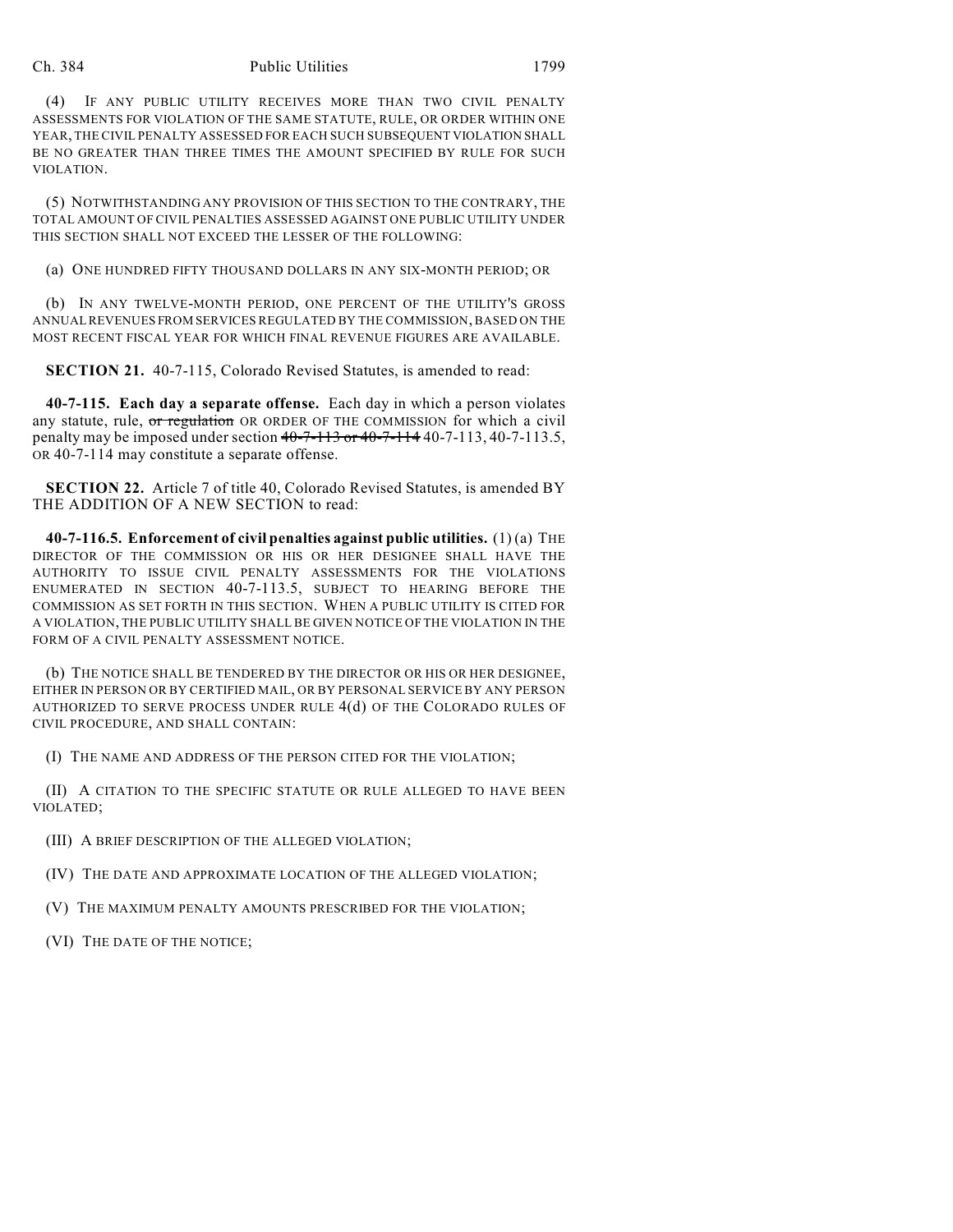(4) IF ANY PUBLIC UTILITY RECEIVES MORE THAN TWO CIVIL PENALTY ASSESSMENTS FOR VIOLATION OF THE SAME STATUTE, RULE, OR ORDER WITHIN ONE YEAR, THE CIVIL PENALTY ASSESSED FOR EACH SUCH SUBSEQUENT VIOLATION SHALL BE NO GREATER THAN THREE TIMES THE AMOUNT SPECIFIED BY RULE FOR SUCH VIOLATION.

(5) NOTWITHSTANDING ANY PROVISION OF THIS SECTION TO THE CONTRARY, THE TOTAL AMOUNT OF CIVIL PENALTIES ASSESSED AGAINST ONE PUBLIC UTILITY UNDER THIS SECTION SHALL NOT EXCEED THE LESSER OF THE FOLLOWING:

(a) ONE HUNDRED FIFTY THOUSAND DOLLARS IN ANY SIX-MONTH PERIOD; OR

(b) IN ANY TWELVE-MONTH PERIOD, ONE PERCENT OF THE UTILITY'S GROSS ANNUAL REVENUES FROM SERVICES REGULATED BY THE COMMISSION, BASED ON THE MOST RECENT FISCAL YEAR FOR WHICH FINAL REVENUE FIGURES ARE AVAILABLE.

**SECTION 21.** 40-7-115, Colorado Revised Statutes, is amended to read:

**40-7-115. Each day a separate offense.** Each day in which a person violates any statute, rule, ~~or regulation~~ OR ORDER OF THE COMMISSION for which a civil penalty may be imposed under section ~~40-7-113 or 40-7-114~~ 40-7-113, 40-7-113.5, OR 40-7-114 may constitute a separate offense.

**SECTION 22.** Article 7 of title 40, Colorado Revised Statutes, is amended BY THE ADDITION OF A NEW SECTION to read:

**40-7-116.5. Enforcement of civil penalties against public utilities.** (1) (a) THE DIRECTOR OF THE COMMISSION OR HIS OR HER DESIGNEE SHALL HAVE THE AUTHORITY TO ISSUE CIVIL PENALTY ASSESSMENTS FOR THE VIOLATIONS ENUMERATED IN SECTION 40-7-113.5, SUBJECT TO HEARING BEFORE THE COMMISSION AS SET FORTH IN THIS SECTION. WHEN A PUBLIC UTILITY IS CITED FOR A VIOLATION, THE PUBLIC UTILITY SHALL BE GIVEN NOTICE OF THE VIOLATION IN THE FORM OF A CIVIL PENALTY ASSESSMENT NOTICE.

(b) THE NOTICE SHALL BE TENDERED BY THE DIRECTOR OR HIS OR HER DESIGNEE, EITHER IN PERSON OR BY CERTIFIED MAIL, OR BY PERSONAL SERVICE BY ANY PERSON AUTHORIZED TO SERVE PROCESS UNDER RULE 4(d) OF THE COLORADO RULES OF CIVIL PROCEDURE, AND SHALL CONTAIN:

(I) THE NAME AND ADDRESS OF THE PERSON CITED FOR THE VIOLATION;

(II) A CITATION TO THE SPECIFIC STATUTE OR RULE ALLEGED TO HAVE BEEN VIOLATED;

(III) A BRIEF DESCRIPTION OF THE ALLEGED VIOLATION;

(IV) THE DATE AND APPROXIMATE LOCATION OF THE ALLEGED VIOLATION;

(V) THE MAXIMUM PENALTY AMOUNTS PRESCRIBED FOR THE VIOLATION;

(VI) THE DATE OF THE NOTICE;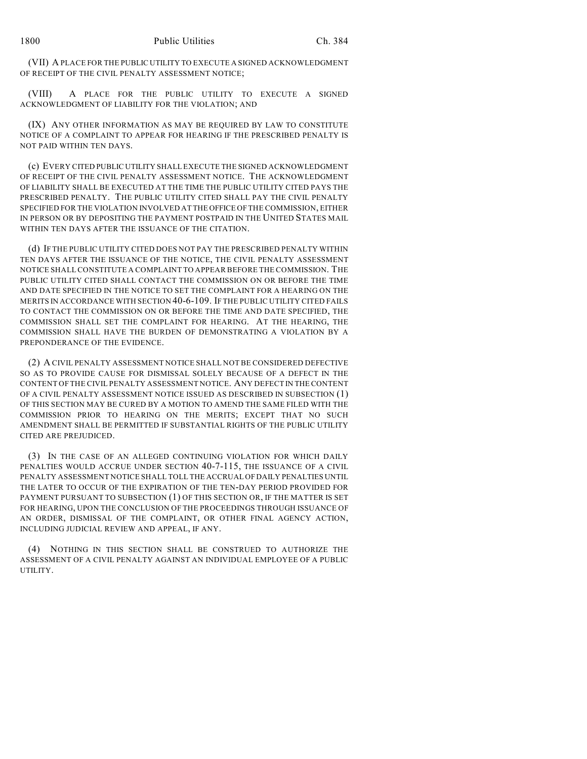(VII) A PLACE FOR THE PUBLIC UTILITY TO EXECUTE A SIGNED ACKNOWLEDGMENT OF RECEIPT OF THE CIVIL PENALTY ASSESSMENT NOTICE;

(VIII) A PLACE FOR THE PUBLIC UTILITY TO EXECUTE A SIGNED ACKNOWLEDGMENT OF LIABILITY FOR THE VIOLATION; AND

(IX) ANY OTHER INFORMATION AS MAY BE REQUIRED BY LAW TO CONSTITUTE NOTICE OF A COMPLAINT TO APPEAR FOR HEARING IF THE PRESCRIBED PENALTY IS NOT PAID WITHIN TEN DAYS.

(c) EVERY CITED PUBLIC UTILITY SHALL EXECUTE THE SIGNED ACKNOWLEDGMENT OF RECEIPT OF THE CIVIL PENALTY ASSESSMENT NOTICE. THE ACKNOWLEDGMENT OF LIABILITY SHALL BE EXECUTED AT THE TIME THE PUBLIC UTILITY CITED PAYS THE PRESCRIBED PENALTY. THE PUBLIC UTILITY CITED SHALL PAY THE CIVIL PENALTY SPECIFIED FOR THE VIOLATION INVOLVED AT THE OFFICE OF THE COMMISSION, EITHER IN PERSON OR BY DEPOSITING THE PAYMENT POSTPAID IN THE UNITED STATES MAIL WITHIN TEN DAYS AFTER THE ISSUANCE OF THE CITATION.

(d) IF THE PUBLIC UTILITY CITED DOES NOT PAY THE PRESCRIBED PENALTY WITHIN TEN DAYS AFTER THE ISSUANCE OF THE NOTICE, THE CIVIL PENALTY ASSESSMENT NOTICE SHALL CONSTITUTE A COMPLAINT TO APPEAR BEFORE THE COMMISSION. THE PUBLIC UTILITY CITED SHALL CONTACT THE COMMISSION ON OR BEFORE THE TIME AND DATE SPECIFIED IN THE NOTICE TO SET THE COMPLAINT FOR A HEARING ON THE MERITS IN ACCORDANCE WITH SECTION 40-6-109. IF THE PUBLIC UTILITY CITED FAILS TO CONTACT THE COMMISSION ON OR BEFORE THE TIME AND DATE SPECIFIED, THE COMMISSION SHALL SET THE COMPLAINT FOR HEARING. AT THE HEARING, THE COMMISSION SHALL HAVE THE BURDEN OF DEMONSTRATING A VIOLATION BY A PREPONDERANCE OF THE EVIDENCE.

(2) A CIVIL PENALTY ASSESSMENT NOTICE SHALL NOT BE CONSIDERED DEFECTIVE SO AS TO PROVIDE CAUSE FOR DISMISSAL SOLELY BECAUSE OF A DEFECT IN THE CONTENT OF THE CIVIL PENALTY ASSESSMENT NOTICE. ANY DEFECT IN THE CONTENT OF A CIVIL PENALTY ASSESSMENT NOTICE ISSUED AS DESCRIBED IN SUBSECTION (1) OF THIS SECTION MAY BE CURED BY A MOTION TO AMEND THE SAME FILED WITH THE COMMISSION PRIOR TO HEARING ON THE MERITS; EXCEPT THAT NO SUCH AMENDMENT SHALL BE PERMITTED IF SUBSTANTIAL RIGHTS OF THE PUBLIC UTILITY CITED ARE PREJUDICED.

(3) IN THE CASE OF AN ALLEGED CONTINUING VIOLATION FOR WHICH DAILY PENALTIES WOULD ACCRUE UNDER SECTION 40-7-115, THE ISSUANCE OF A CIVIL PENALTY ASSESSMENT NOTICE SHALL TOLL THE ACCRUAL OF DAILY PENALTIES UNTIL THE LATER TO OCCUR OF THE EXPIRATION OF THE TEN-DAY PERIOD PROVIDED FOR PAYMENT PURSUANT TO SUBSECTION (1) OF THIS SECTION OR, IF THE MATTER IS SET FOR HEARING, UPON THE CONCLUSION OF THE PROCEEDINGS THROUGH ISSUANCE OF AN ORDER, DISMISSAL OF THE COMPLAINT, OR OTHER FINAL AGENCY ACTION, INCLUDING JUDICIAL REVIEW AND APPEAL, IF ANY.

(4) NOTHING IN THIS SECTION SHALL BE CONSTRUED TO AUTHORIZE THE ASSESSMENT OF A CIVIL PENALTY AGAINST AN INDIVIDUAL EMPLOYEE OF A PUBLIC UTILITY.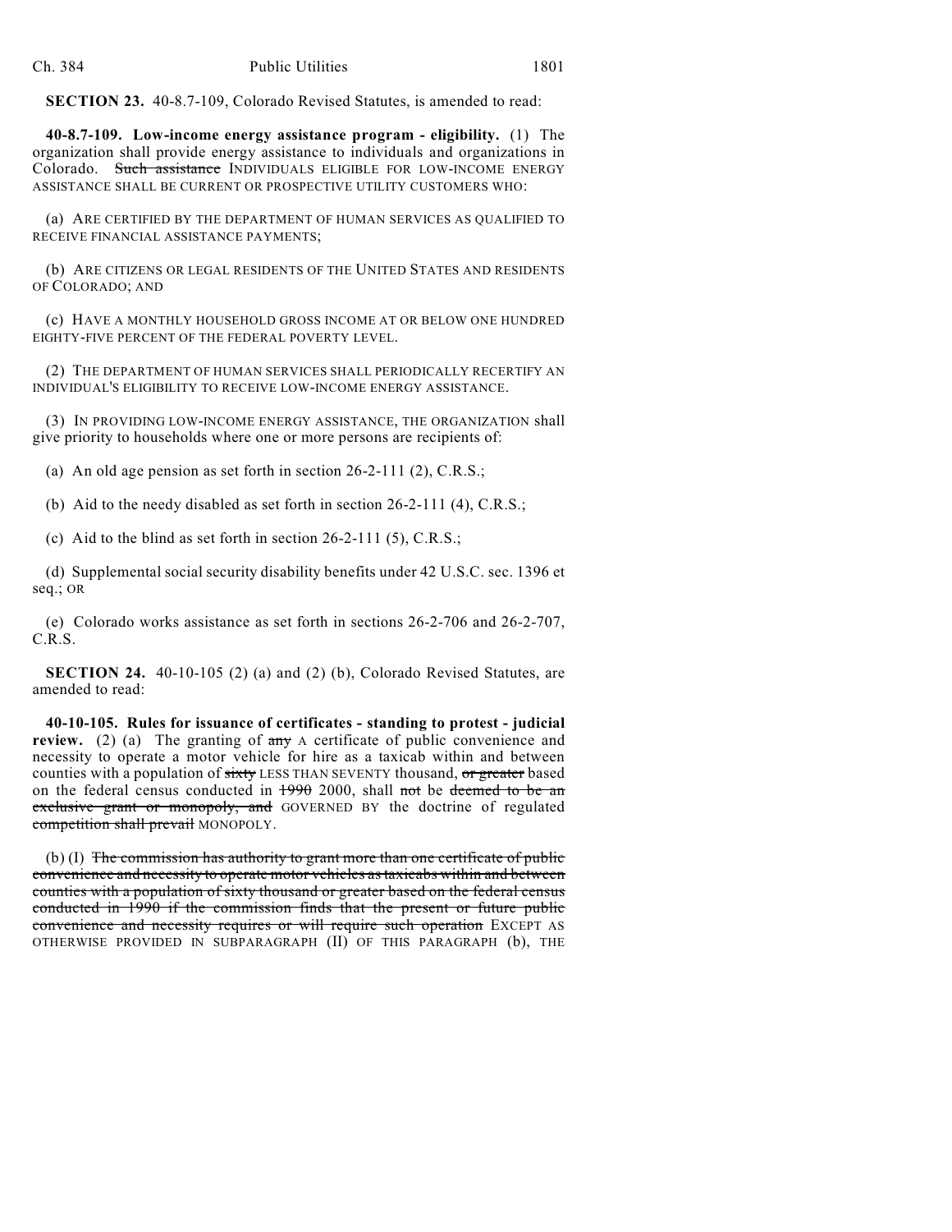**SECTION 23.** 40-8.7-109, Colorado Revised Statutes, is amended to read:

**40-8.7-109. Low-income energy assistance program - eligibility.** (1) The organization shall provide energy assistance to individuals and organizations in Colorado. ~~Such assistance~~ INDIVIDUALS ELIGIBLE FOR LOW-INCOME ENERGY ASSISTANCE SHALL BE CURRENT OR PROSPECTIVE UTILITY CUSTOMERS WHO:

(a) ARE CERTIFIED BY THE DEPARTMENT OF HUMAN SERVICES AS QUALIFIED TO RECEIVE FINANCIAL ASSISTANCE PAYMENTS;

(b) ARE CITIZENS OR LEGAL RESIDENTS OF THE UNITED STATES AND RESIDENTS OF COLORADO; AND

(c) HAVE A MONTHLY HOUSEHOLD GROSS INCOME AT OR BELOW ONE HUNDRED EIGHTY-FIVE PERCENT OF THE FEDERAL POVERTY LEVEL.

(2) THE DEPARTMENT OF HUMAN SERVICES SHALL PERIODICALLY RECERTIFY AN INDIVIDUAL'S ELIGIBILITY TO RECEIVE LOW-INCOME ENERGY ASSISTANCE.

(3) IN PROVIDING LOW-INCOME ENERGY ASSISTANCE, THE ORGANIZATION shall give priority to households where one or more persons are recipients of:

(a) An old age pension as set forth in section 26-2-111 (2), C.R.S.;

(b) Aid to the needy disabled as set forth in section 26-2-111 (4), C.R.S.;

(c) Aid to the blind as set forth in section 26-2-111 (5), C.R.S.;

(d) Supplemental social security disability benefits under 42 U.S.C. sec. 1396 et seq.; OR

(e) Colorado works assistance as set forth in sections 26-2-706 and 26-2-707, C.R.S.

**SECTION 24.** 40-10-105 (2) (a) and (2) (b), Colorado Revised Statutes, are amended to read:

**40-10-105. Rules for issuance of certificates - standing to protest - judicial review.** (2) (a) The granting of ~~any~~ A certificate of public convenience and necessity to operate a motor vehicle for hire as a taxicab within and between counties with a population of ~~sixty~~ LESS THAN SEVENTY thousand, ~~or greater~~ based on the federal census conducted in ~~1990~~ 2000, shall ~~not~~ be ~~deemed to be an exclusive grant or monopoly, and~~ GOVERNED BY the doctrine of regulated ~~competition shall prevail~~ MONOPOLY.

(b) (I) ~~The commission has authority to grant more than one certificate of public convenience and necessity to operate motor vehicles as taxicabs within and between counties with a population of sixty thousand or greater based on the federal census conducted in 1990 if the commission finds that the present or future public convenience and necessity requires or will require such operation~~ EXCEPT AS OTHERWISE PROVIDED IN SUBPARAGRAPH (II) OF THIS PARAGRAPH (b), THE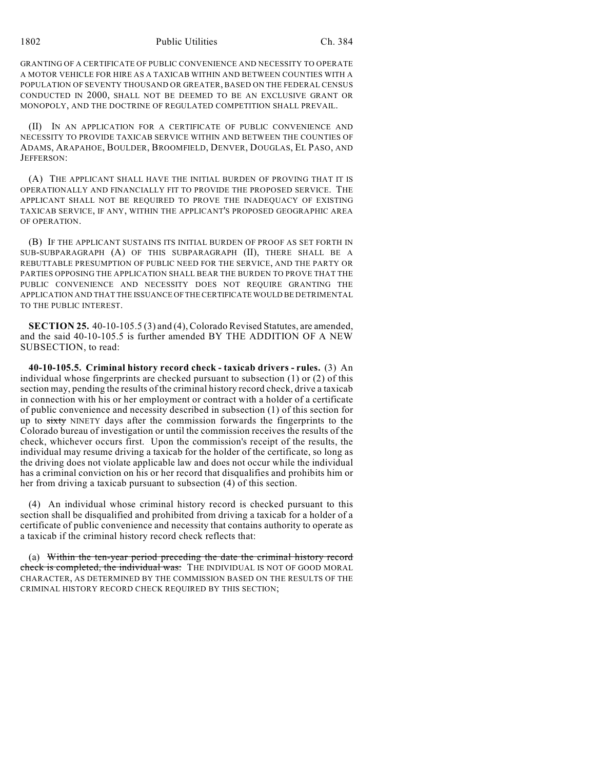GRANTING OF A CERTIFICATE OF PUBLIC CONVENIENCE AND NECESSITY TO OPERATE A MOTOR VEHICLE FOR HIRE AS A TAXICAB WITHIN AND BETWEEN COUNTIES WITH A POPULATION OF SEVENTY THOUSAND OR GREATER, BASED ON THE FEDERAL CENSUS CONDUCTED IN 2000, SHALL NOT BE DEEMED TO BE AN EXCLUSIVE GRANT OR MONOPOLY, AND THE DOCTRINE OF REGULATED COMPETITION SHALL PREVAIL.

(II) IN AN APPLICATION FOR A CERTIFICATE OF PUBLIC CONVENIENCE AND NECESSITY TO PROVIDE TAXICAB SERVICE WITHIN AND BETWEEN THE COUNTIES OF ADAMS, ARAPAHOE, BOULDER, BROOMFIELD, DENVER, DOUGLAS, EL PASO, AND JEFFERSON:

(A) THE APPLICANT SHALL HAVE THE INITIAL BURDEN OF PROVING THAT IT IS OPERATIONALLY AND FINANCIALLY FIT TO PROVIDE THE PROPOSED SERVICE. THE APPLICANT SHALL NOT BE REQUIRED TO PROVE THE INADEQUACY OF EXISTING TAXICAB SERVICE, IF ANY, WITHIN THE APPLICANT'S PROPOSED GEOGRAPHIC AREA OF OPERATION.

(B) IF THE APPLICANT SUSTAINS ITS INITIAL BURDEN OF PROOF AS SET FORTH IN SUB-SUBPARAGRAPH (A) OF THIS SUBPARAGRAPH (II), THERE SHALL BE A REBUTTABLE PRESUMPTION OF PUBLIC NEED FOR THE SERVICE, AND THE PARTY OR PARTIES OPPOSING THE APPLICATION SHALL BEAR THE BURDEN TO PROVE THAT THE PUBLIC CONVENIENCE AND NECESSITY DOES NOT REQUIRE GRANTING THE APPLICATION AND THAT THE ISSUANCE OF THE CERTIFICATE WOULD BE DETRIMENTAL TO THE PUBLIC INTEREST.

**SECTION 25.** 40-10-105.5 (3) and (4), Colorado Revised Statutes, are amended, and the said 40-10-105.5 is further amended BY THE ADDITION OF A NEW SUBSECTION, to read:

**40-10-105.5. Criminal history record check - taxicab drivers - rules.** (3) An individual whose fingerprints are checked pursuant to subsection (1) or (2) of this section may, pending the results of the criminal history record check, drive a taxicab in connection with his or her employment or contract with a holder of a certificate of public convenience and necessity described in subsection (1) of this section for up to ~~sixty~~ NINETY days after the commission forwards the fingerprints to the Colorado bureau of investigation or until the commission receives the results of the check, whichever occurs first. Upon the commission's receipt of the results, the individual may resume driving a taxicab for the holder of the certificate, so long as the driving does not violate applicable law and does not occur while the individual has a criminal conviction on his or her record that disqualifies and prohibits him or her from driving a taxicab pursuant to subsection (4) of this section.

(4) An individual whose criminal history record is checked pursuant to this section shall be disqualified and prohibited from driving a taxicab for a holder of a certificate of public convenience and necessity that contains authority to operate as a taxicab if the criminal history record check reflects that:

(a) ~~Within the ten-year period preceding the date the criminal history record check is completed, the individual was:~~ THE INDIVIDUAL IS NOT OF GOOD MORAL CHARACTER, AS DETERMINED BY THE COMMISSION BASED ON THE RESULTS OF THE CRIMINAL HISTORY RECORD CHECK REQUIRED BY THIS SECTION;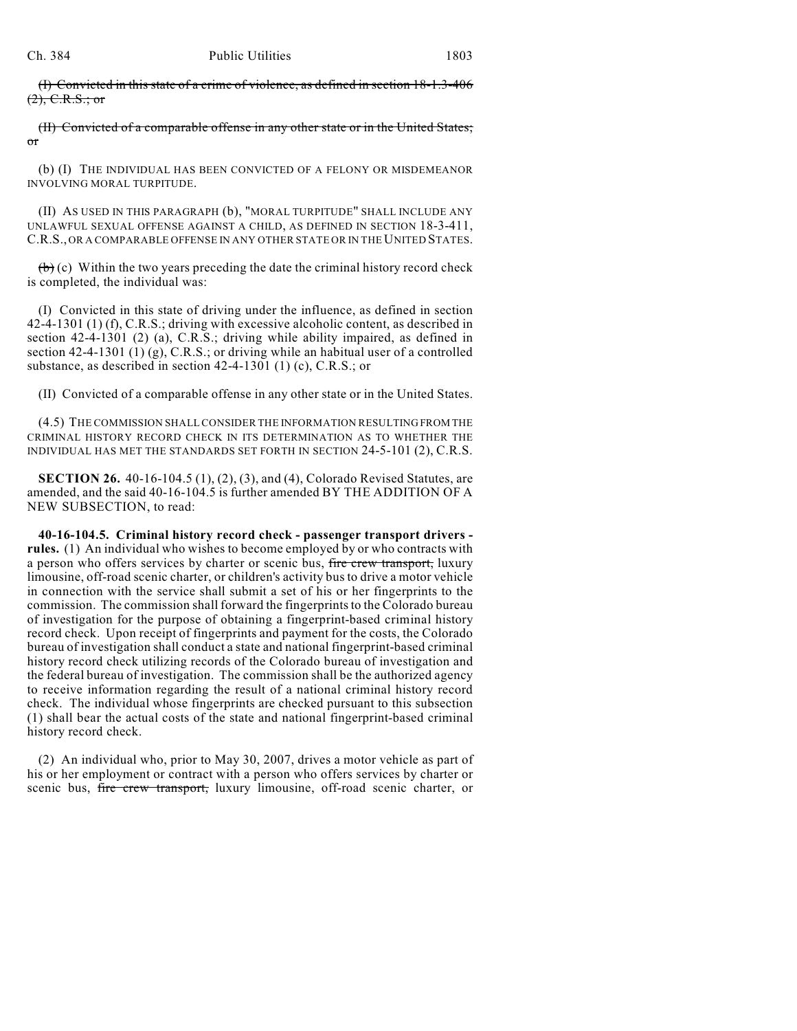~~(I) Convicted in this state of a crime of violence, as defined in section 18-1.3-406 (2), C.R.S.; or~~

~~(II) Convicted of a comparable offense in any other state or in the United States; or~~

(b) (I) THE INDIVIDUAL HAS BEEN CONVICTED OF A FELONY OR MISDEMEANOR INVOLVING MORAL TURPITUDE.

(II) AS USED IN THIS PARAGRAPH (b), "MORAL TURPITUDE" SHALL INCLUDE ANY UNLAWFUL SEXUAL OFFENSE AGAINST A CHILD, AS DEFINED IN SECTION 18-3-411, C.R.S., OR A COMPARABLE OFFENSE IN ANY OTHER STATE OR IN THE UNITED STATES.

~~(b)~~ (c) Within the two years preceding the date the criminal history record check is completed, the individual was:

(I) Convicted in this state of driving under the influence, as defined in section 42-4-1301 (1) (f), C.R.S.; driving with excessive alcoholic content, as described in section 42-4-1301 (2) (a), C.R.S.; driving while ability impaired, as defined in section 42-4-1301 (1) (g), C.R.S.; or driving while an habitual user of a controlled substance, as described in section 42-4-1301 (1) (c), C.R.S.; or

(II) Convicted of a comparable offense in any other state or in the United States.

(4.5) THE COMMISSION SHALL CONSIDER THE INFORMATION RESULTING FROM THE CRIMINAL HISTORY RECORD CHECK IN ITS DETERMINATION AS TO WHETHER THE INDIVIDUAL HAS MET THE STANDARDS SET FORTH IN SECTION 24-5-101 (2), C.R.S.

**SECTION 26.** 40-16-104.5 (1), (2), (3), and (4), Colorado Revised Statutes, are amended, and the said 40-16-104.5 is further amended BY THE ADDITION OF A NEW SUBSECTION, to read:

**40-16-104.5. Criminal history record check - passenger transport drivers - rules.** (1) An individual who wishes to become employed by or who contracts with a person who offers services by charter or scenic bus, ~~fire crew transport,~~ luxury limousine, off-road scenic charter, or children's activity bus to drive a motor vehicle in connection with the service shall submit a set of his or her fingerprints to the commission. The commission shall forward the fingerprints to the Colorado bureau of investigation for the purpose of obtaining a fingerprint-based criminal history record check. Upon receipt of fingerprints and payment for the costs, the Colorado bureau of investigation shall conduct a state and national fingerprint-based criminal history record check utilizing records of the Colorado bureau of investigation and the federal bureau of investigation. The commission shall be the authorized agency to receive information regarding the result of a national criminal history record check. The individual whose fingerprints are checked pursuant to this subsection (1) shall bear the actual costs of the state and national fingerprint-based criminal history record check.

(2) An individual who, prior to May 30, 2007, drives a motor vehicle as part of his or her employment or contract with a person who offers services by charter or scenic bus, ~~fire crew transport,~~ luxury limousine, off-road scenic charter, or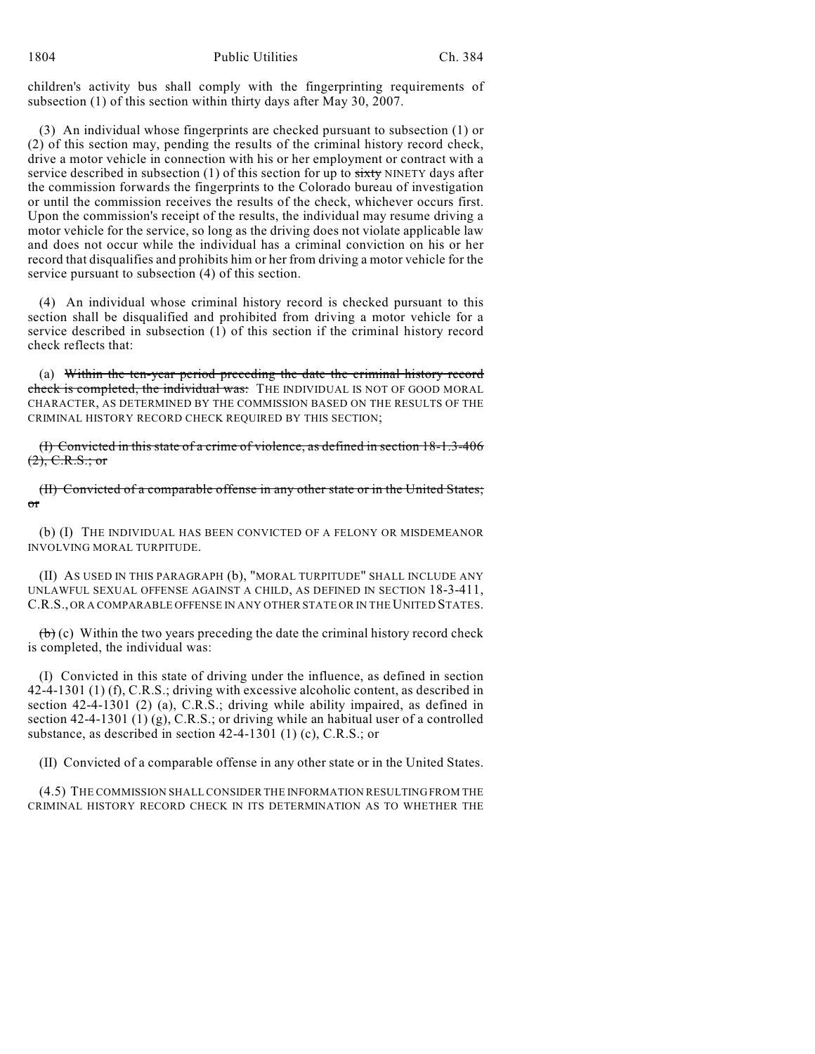children's activity bus shall comply with the fingerprinting requirements of subsection (1) of this section within thirty days after May 30, 2007.

(3) An individual whose fingerprints are checked pursuant to subsection (1) or (2) of this section may, pending the results of the criminal history record check, drive a motor vehicle in connection with his or her employment or contract with a service described in subsection (1) of this section for up to ~~sixty~~ NINETY days after the commission forwards the fingerprints to the Colorado bureau of investigation or until the commission receives the results of the check, whichever occurs first. Upon the commission's receipt of the results, the individual may resume driving a motor vehicle for the service, so long as the driving does not violate applicable law and does not occur while the individual has a criminal conviction on his or her record that disqualifies and prohibits him or her from driving a motor vehicle for the service pursuant to subsection (4) of this section.

(4) An individual whose criminal history record is checked pursuant to this section shall be disqualified and prohibited from driving a motor vehicle for a service described in subsection (1) of this section if the criminal history record check reflects that:

(a) ~~Within the ten-year period preceding the date the criminal history record check is completed, the individual was:~~ THE INDIVIDUAL IS NOT OF GOOD MORAL CHARACTER, AS DETERMINED BY THE COMMISSION BASED ON THE RESULTS OF THE CRIMINAL HISTORY RECORD CHECK REQUIRED BY THIS SECTION;

~~(I) Convicted in this state of a crime of violence, as defined in section 18-1.3-406 (2), C.R.S.; or~~

~~(II) Convicted of a comparable offense in any other state or in the United States; or~~

(b) (I) THE INDIVIDUAL HAS BEEN CONVICTED OF A FELONY OR MISDEMEANOR INVOLVING MORAL TURPITUDE.

(II) AS USED IN THIS PARAGRAPH (b), "MORAL TURPITUDE" SHALL INCLUDE ANY UNLAWFUL SEXUAL OFFENSE AGAINST A CHILD, AS DEFINED IN SECTION 18-3-411, C.R.S., OR A COMPARABLE OFFENSE IN ANY OTHER STATE OR IN THE UNITED STATES.

~~(b)~~ (c) Within the two years preceding the date the criminal history record check is completed, the individual was:

(I) Convicted in this state of driving under the influence, as defined in section 42-4-1301 (1) (f), C.R.S.; driving with excessive alcoholic content, as described in section 42-4-1301 (2) (a), C.R.S.; driving while ability impaired, as defined in section 42-4-1301 (1) (g), C.R.S.; or driving while an habitual user of a controlled substance, as described in section 42-4-1301 (1) (c), C.R.S.; or

(II) Convicted of a comparable offense in any other state or in the United States.

(4.5) THE COMMISSION SHALL CONSIDER THE INFORMATION RESULTING FROM THE CRIMINAL HISTORY RECORD CHECK IN ITS DETERMINATION AS TO WHETHER THE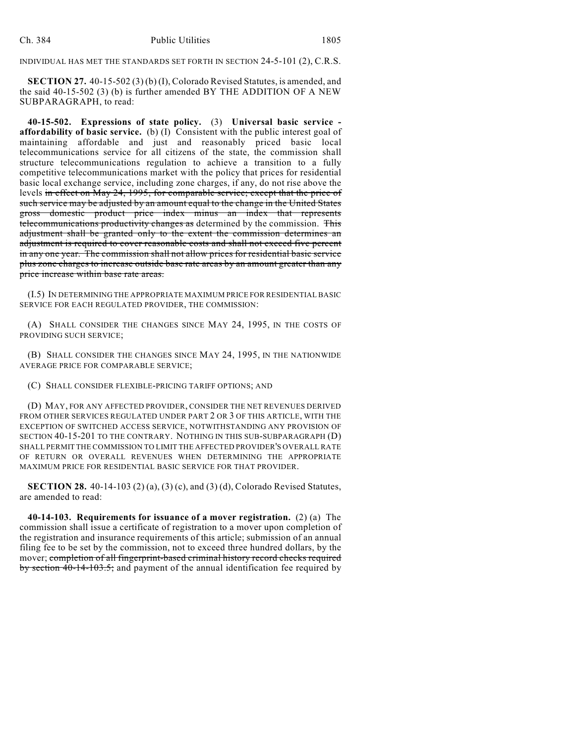INDIVIDUAL HAS MET THE STANDARDS SET FORTH IN SECTION 24-5-101 (2), C.R.S.

**SECTION 27.** 40-15-502 (3) (b) (I), Colorado Revised Statutes, is amended, and the said 40-15-502 (3) (b) is further amended BY THE ADDITION OF A NEW SUBPARAGRAPH, to read:

**40-15-502. Expressions of state policy.** (3) **Universal basic service - affordability of basic service.** (b) (I) Consistent with the public interest goal of maintaining affordable and just and reasonably priced basic local telecommunications service for all citizens of the state, the commission shall structure telecommunications regulation to achieve a transition to a fully competitive telecommunications market with the policy that prices for residential basic local exchange service, including zone charges, if any, do not rise above the levels ~~in effect on May 24, 1995, for comparable service; except that the price of such service may be adjusted by an amount equal to the change in the United States gross domestic product price index minus an index that represents telecommunications productivity changes as~~ determined by the commission. ~~This adjustment shall be granted only to the extent the commission determines an adjustment is required to cover reasonable costs and shall not exceed five percent in any one year. The commission shall not allow prices for residential basic service plus zone charges to increase outside base rate areas by an amount greater than any price increase within base rate areas.~~

(I.5) IN DETERMINING THE APPROPRIATE MAXIMUM PRICE FOR RESIDENTIAL BASIC SERVICE FOR EACH REGULATED PROVIDER, THE COMMISSION:

(A) SHALL CONSIDER THE CHANGES SINCE MAY 24, 1995, IN THE COSTS OF PROVIDING SUCH SERVICE;

(B) SHALL CONSIDER THE CHANGES SINCE MAY 24, 1995, IN THE NATIONWIDE AVERAGE PRICE FOR COMPARABLE SERVICE;

(C) SHALL CONSIDER FLEXIBLE-PRICING TARIFF OPTIONS; AND

(D) MAY, FOR ANY AFFECTED PROVIDER, CONSIDER THE NET REVENUES DERIVED FROM OTHER SERVICES REGULATED UNDER PART 2 OR 3 OF THIS ARTICLE, WITH THE EXCEPTION OF SWITCHED ACCESS SERVICE, NOTWITHSTANDING ANY PROVISION OF SECTION 40-15-201 TO THE CONTRARY. NOTHING IN THIS SUB-SUBPARAGRAPH (D) SHALL PERMIT THE COMMISSION TO LIMIT THE AFFECTED PROVIDER'S OVERALL RATE OF RETURN OR OVERALL REVENUES WHEN DETERMINING THE APPROPRIATE MAXIMUM PRICE FOR RESIDENTIAL BASIC SERVICE FOR THAT PROVIDER.

**SECTION 28.** 40-14-103 (2) (a), (3) (c), and (3) (d), Colorado Revised Statutes, are amended to read:

**40-14-103. Requirements for issuance of a mover registration.** (2) (a) The commission shall issue a certificate of registration to a mover upon completion of the registration and insurance requirements of this article; submission of an annual filing fee to be set by the commission, not to exceed three hundred dollars, by the mover; ~~completion of all fingerprint-based criminal history record checks required by section 40-14-103.5;~~ and payment of the annual identification fee required by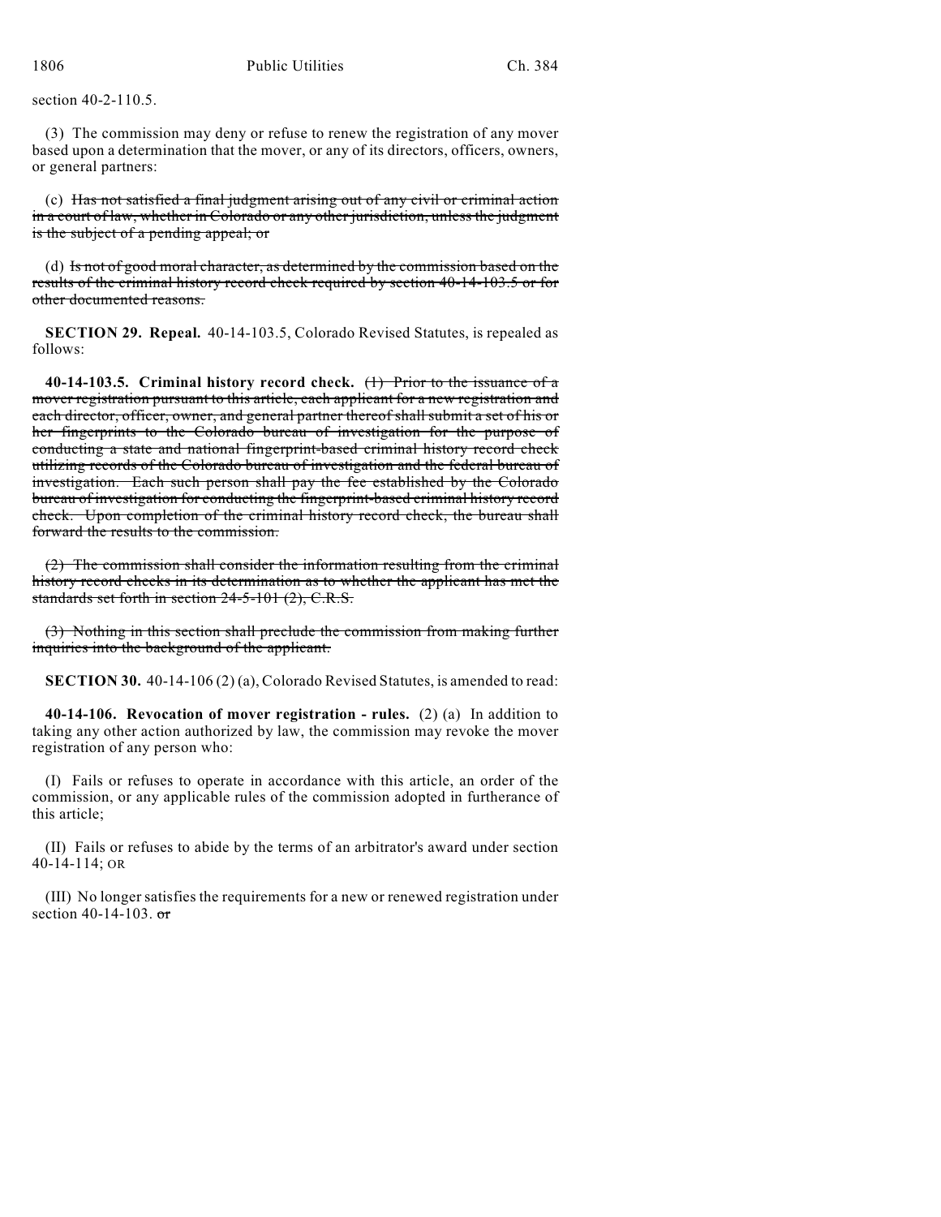section 40-2-110.5.

(3) The commission may deny or refuse to renew the registration of any mover based upon a determination that the mover, or any of its directors, officers, owners, or general partners:

(c) ~~Has not satisfied a final judgment arising out of any civil or criminal action in a court of law, whether in Colorado or any other jurisdiction, unless the judgment is the subject of a pending appeal; or~~

(d) ~~Is not of good moral character, as determined by the commission based on the results of the criminal history record check required by section 40-14-103.5 or for other documented reasons.~~

**SECTION 29. Repeal.** 40-14-103.5, Colorado Revised Statutes, is repealed as follows:

**40-14-103.5. Criminal history record check.** ~~(1) Prior to the issuance of a mover registration pursuant to this article, each applicant for a new registration and each director, officer, owner, and general partner thereof shall submit a set of his or her fingerprints to the Colorado bureau of investigation for the purpose of conducting a state and national fingerprint-based criminal history record check utilizing records of the Colorado bureau of investigation and the federal bureau of investigation. Each such person shall pay the fee established by the Colorado bureau of investigation for conducting the fingerprint-based criminal history record check. Upon completion of the criminal history record check, the bureau shall forward the results to the commission.~~

~~(2) The commission shall consider the information resulting from the criminal history record checks in its determination as to whether the applicant has met the standards set forth in section 24-5-101 (2), C.R.S.~~

~~(3) Nothing in this section shall preclude the commission from making further inquiries into the background of the applicant.~~

**SECTION 30.** 40-14-106 (2) (a), Colorado Revised Statutes, is amended to read:

**40-14-106. Revocation of mover registration - rules.** (2) (a) In addition to taking any other action authorized by law, the commission may revoke the mover registration of any person who:

(I) Fails or refuses to operate in accordance with this article, an order of the commission, or any applicable rules of the commission adopted in furtherance of this article;

(II) Fails or refuses to abide by the terms of an arbitrator's award under section 40-14-114; OR

(III) No longer satisfies the requirements for a new or renewed registration under section 40-14-103. ~~or~~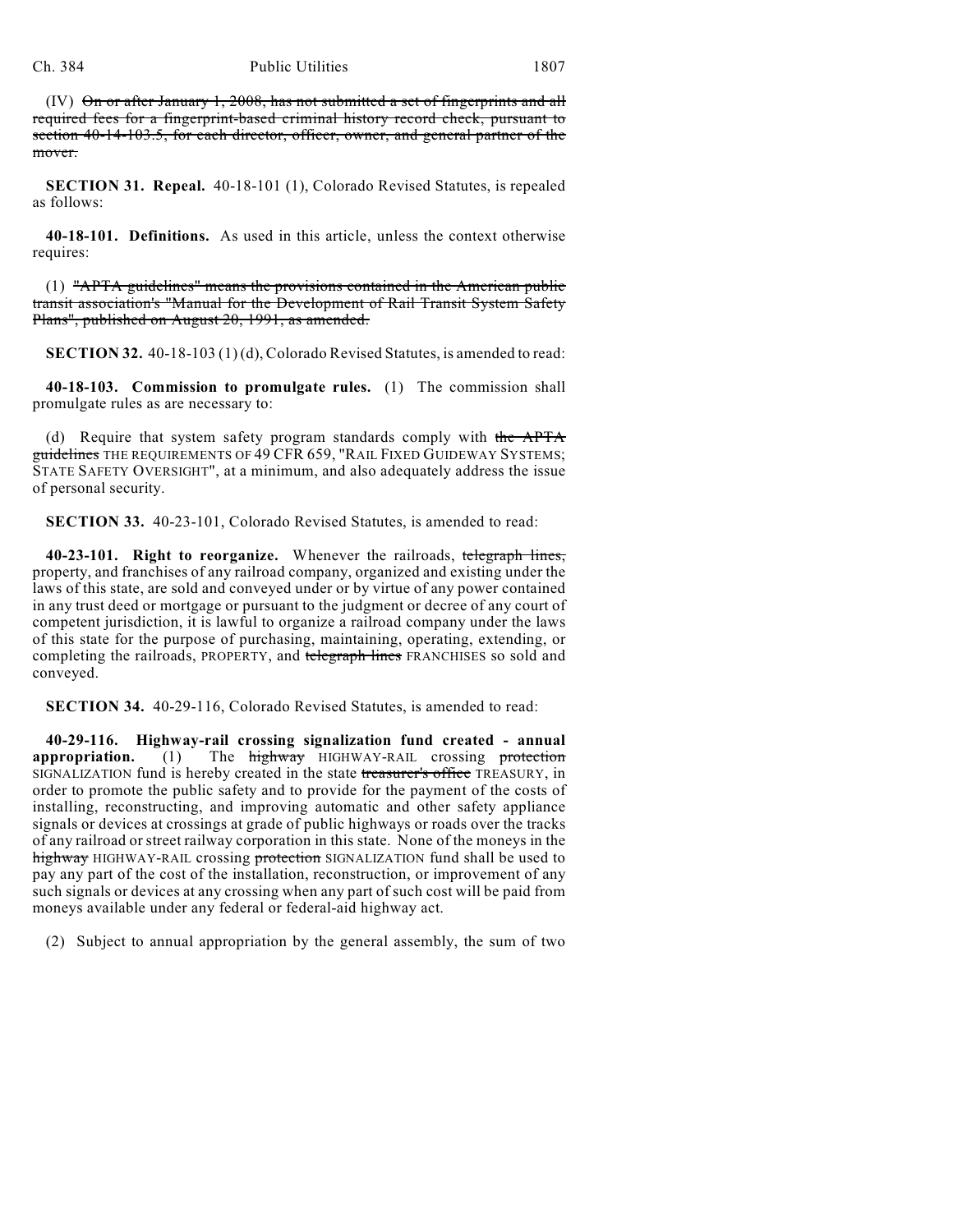(IV) ~~On or after January 1, 2008, has not submitted a set of fingerprints and all required fees for a fingerprint-based criminal history record check, pursuant to section 40-14-103.5, for each director, officer, owner, and general partner of the mover.~~

**SECTION 31. Repeal.** 40-18-101 (1), Colorado Revised Statutes, is repealed as follows:

**40-18-101. Definitions.** As used in this article, unless the context otherwise requires:

(1) ~~"APTA guidelines" means the provisions contained in the American public transit association's "Manual for the Development of Rail Transit System Safety Plans", published on August 20, 1991, as amended.~~

**SECTION 32.** 40-18-103 (1) (d), Colorado Revised Statutes, is amended to read:

**40-18-103. Commission to promulgate rules.** (1) The commission shall promulgate rules as are necessary to:

(d) Require that system safety program standards comply with ~~the APTA guidelines~~ THE REQUIREMENTS OF 49 CFR 659, "RAIL FIXED GUIDEWAY SYSTEMS; STATE SAFETY OVERSIGHT", at a minimum, and also adequately address the issue of personal security.

**SECTION 33.** 40-23-101, Colorado Revised Statutes, is amended to read:

**40-23-101. Right to reorganize.** Whenever the railroads, ~~telegraph lines,~~ property, and franchises of any railroad company, organized and existing under the laws of this state, are sold and conveyed under or by virtue of any power contained in any trust deed or mortgage or pursuant to the judgment or decree of any court of competent jurisdiction, it is lawful to organize a railroad company under the laws of this state for the purpose of purchasing, maintaining, operating, extending, or completing the railroads, PROPERTY, and ~~telegraph lines~~ FRANCHISES so sold and conveyed.

**SECTION 34.** 40-29-116, Colorado Revised Statutes, is amended to read:

**40-29-116. Highway-rail crossing signalization fund created - annual appropriation.** (1) The ~~highway~~ HIGHWAY-RAIL crossing ~~protection~~ SIGNALIZATION fund is hereby created in the state ~~treasurer's office~~ TREASURY, in order to promote the public safety and to provide for the payment of the costs of installing, reconstructing, and improving automatic and other safety appliance signals or devices at crossings at grade of public highways or roads over the tracks of any railroad or street railway corporation in this state. None of the moneys in the ~~highway~~ HIGHWAY-RAIL crossing ~~protection~~ SIGNALIZATION fund shall be used to pay any part of the cost of the installation, reconstruction, or improvement of any such signals or devices at any crossing when any part of such cost will be paid from moneys available under any federal or federal-aid highway act.

(2) Subject to annual appropriation by the general assembly, the sum of two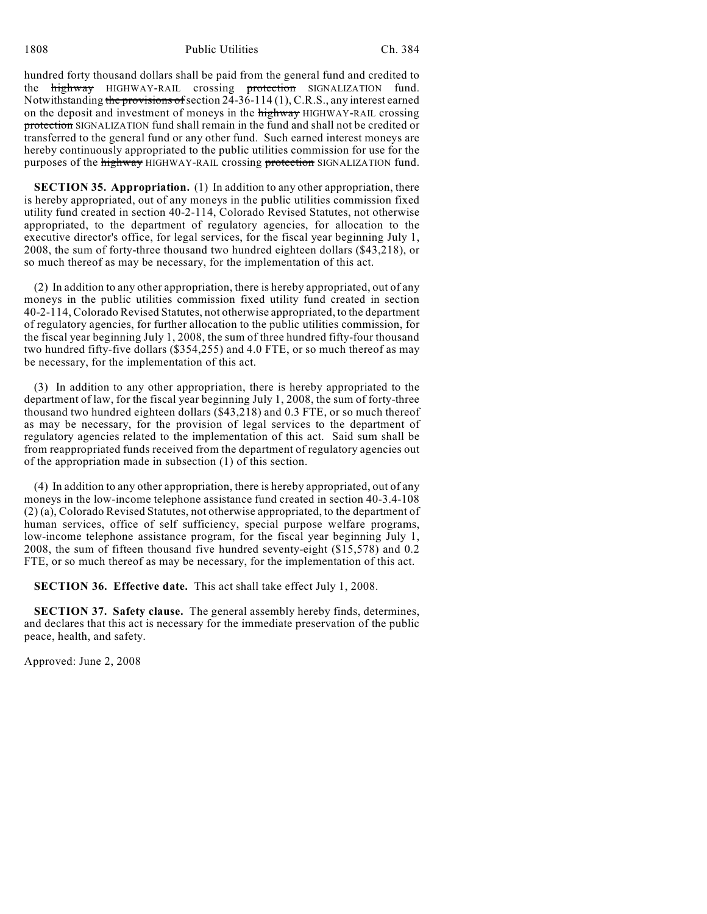hundred forty thousand dollars shall be paid from the general fund and credited to the ~~highway~~ HIGHWAY-RAIL crossing ~~protection~~ SIGNALIZATION fund. Notwithstanding ~~the provisions of~~ section 24-36-114 (1), C.R.S., any interest earned on the deposit and investment of moneys in the ~~highway~~ HIGHWAY-RAIL crossing ~~protection~~ SIGNALIZATION fund shall remain in the fund and shall not be credited or transferred to the general fund or any other fund. Such earned interest moneys are hereby continuously appropriated to the public utilities commission for use for the purposes of the ~~highway~~ HIGHWAY-RAIL crossing ~~protection~~ SIGNALIZATION fund.

**SECTION 35. Appropriation.** (1) In addition to any other appropriation, there is hereby appropriated, out of any moneys in the public utilities commission fixed utility fund created in section 40-2-114, Colorado Revised Statutes, not otherwise appropriated, to the department of regulatory agencies, for allocation to the executive director's office, for legal services, for the fiscal year beginning July 1, 2008, the sum of forty-three thousand two hundred eighteen dollars ($43,218), or so much thereof as may be necessary, for the implementation of this act.

(2) In addition to any other appropriation, there is hereby appropriated, out of any moneys in the public utilities commission fixed utility fund created in section 40-2-114, Colorado Revised Statutes, not otherwise appropriated, to the department of regulatory agencies, for further allocation to the public utilities commission, for the fiscal year beginning July 1, 2008, the sum of three hundred fifty-four thousand two hundred fifty-five dollars ($354,255) and 4.0 FTE, or so much thereof as may be necessary, for the implementation of this act.

(3) In addition to any other appropriation, there is hereby appropriated to the department of law, for the fiscal year beginning July 1, 2008, the sum of forty-three thousand two hundred eighteen dollars ($43,218) and 0.3 FTE, or so much thereof as may be necessary, for the provision of legal services to the department of regulatory agencies related to the implementation of this act. Said sum shall be from reappropriated funds received from the department of regulatory agencies out of the appropriation made in subsection (1) of this section.

(4) In addition to any other appropriation, there is hereby appropriated, out of any moneys in the low-income telephone assistance fund created in section 40-3.4-108 (2) (a), Colorado Revised Statutes, not otherwise appropriated, to the department of human services, office of self sufficiency, special purpose welfare programs, low-income telephone assistance program, for the fiscal year beginning July 1, 2008, the sum of fifteen thousand five hundred seventy-eight dollars ($15,578) and 0.2 FTE, or so much thereof as may be necessary, for the implementation of this act.

**SECTION 36. Effective date.** This act shall take effect July 1, 2008.

**SECTION 37. Safety clause.** The general assembly hereby finds, determines, and declares that this act is necessary for the immediate preservation of the public peace, health, and safety.

Approved: June 2, 2008